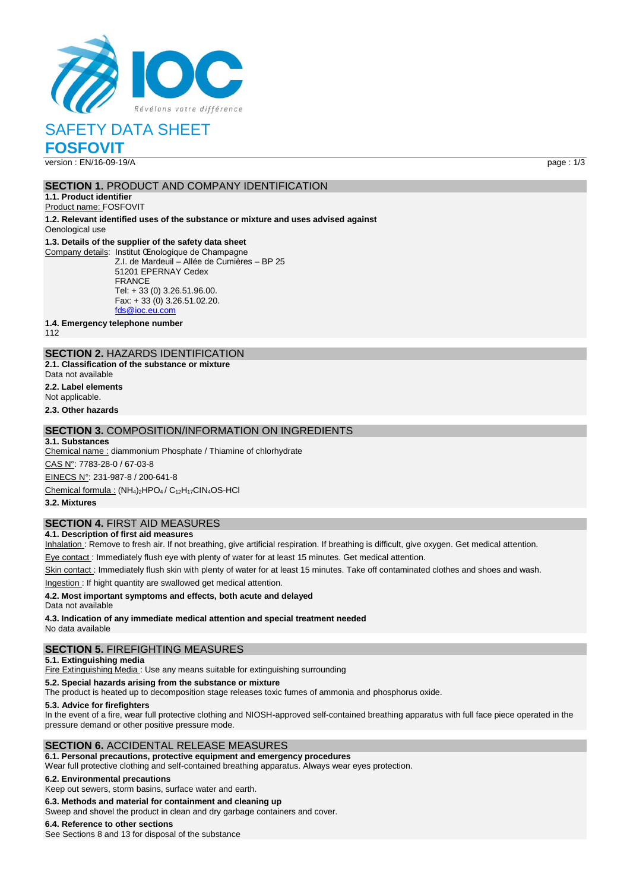IOC

Révélons votre différence

# SAFETY DATA SHEET

# FOSFOVIT

version : EN/16-09-19/A

## SECTION 1. PRODUCT AND COMPANY IDENTIFICATION

**1.1. Product identifier**

Product name: FOSFOVIT

**1.2. Relevant identified uses of the substance or mixture and uses advised against**

Oenological use

**1.3. Details of the supplier of the safety data sheet**

Company details: Institut Œnologique de Champagne
Z.I. de Mardeuil – Allée de Cumières – BP 25
51201 EPERNAY Cedex
FRANCE
Tel: + 33 (0) 3.26.51.96.00.
Fax: + 33 (0) 3.26.51.02.20.
fds@ioc.eu.com

**1.4. Emergency telephone number**

112

## SECTION 2. HAZARDS IDENTIFICATION

**2.1. Classification of the substance or mixture**

Data not available

**2.2. Label elements**

Not applicable.

**2.3. Other hazards**

## SECTION 3. COMPOSITION/INFORMATION ON INGREDIENTS

**3.1. Substances**

Chemical name : diammonium Phosphate / Thiamine of chlorhydrate

CAS N°: 7783-28-0 / 67-03-8

EINECS N°: 231-987-8 / 200-641-8

Chemical formula : $(NH_4)_2HPO_4$ / $C_{12}H_{17}ClN_4OS$-HCl

**3.2. Mixtures**

## SECTION 4. FIRST AID MEASURES

**4.1. Description of first aid measures**

Inhalation : Remove to fresh air. If not breathing, give artificial respiration. If breathing is difficult, give oxygen. Get medical attention.

Eye contact : Immediately flush eye with plenty of water for at least 15 minutes. Get medical attention.

Skin contact : Immediately flush skin with plenty of water for at least 15 minutes. Take off contaminated clothes and shoes and wash.

Ingestion : If hight quantity are swallowed get medical attention.

**4.2. Most important symptoms and effects, both acute and delayed**

Data not available

**4.3. Indication of any immediate medical attention and special treatment needed**

No data available

## SECTION 5. FIREFIGHTING MEASURES

**5.1. Extinguishing media**

Fire Extinguishing Media : Use any means suitable for extinguishing surrounding

**5.2. Special hazards arising from the substance or mixture**

The product is heated up to decomposition stage releases toxic fumes of ammonia and phosphorus oxide.

**5.3. Advice for firefighters**

In the event of a fire, wear full protective clothing and NIOSH-approved self-contained breathing apparatus with full face piece operated in the pressure demand or other positive pressure mode.

## SECTION 6. ACCIDENTAL RELEASE MEASURES

**6.1. Personal precautions, protective equipment and emergency procedures**

Wear full protective clothing and self-contained breathing apparatus. Always wear eyes protection.

**6.2. Environmental precautions**

Keep out sewers, storm basins, surface water and earth.

**6.3. Methods and material for containment and cleaning up**

Sweep and shovel the product in clean and dry garbage containers and cover.

**6.4. Reference to other sections**

See Sections 8 and 13 for disposal of the substance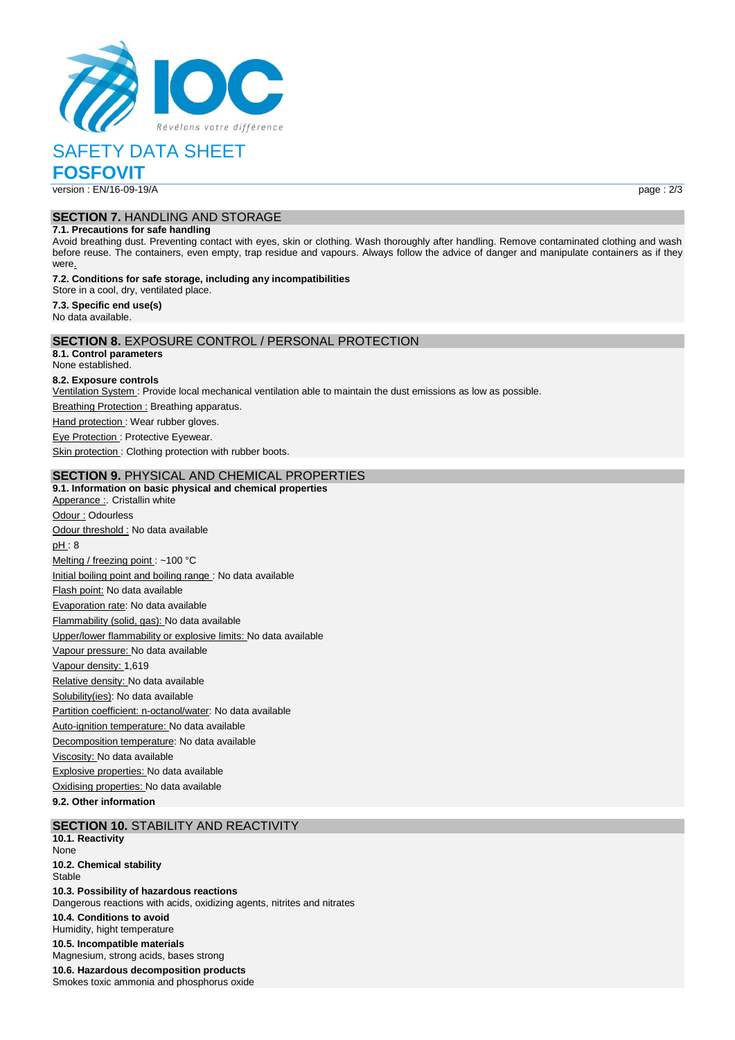## SECTION 7. HANDLING AND STORAGE

**7.1. Precautions for safe handling**

Avoid breathing dust. Preventing contact with eyes, skin or clothing. Wash thoroughly after handling. Remove contaminated clothing and wash before reuse. The containers, even empty, trap residue and vapours. Always follow the advice of danger and manipulate containers as if they were.

**7.2. Conditions for safe storage, including any incompatibilities**

Store in a cool, dry, ventilated place.

**7.3. Specific end use(s)**

No data available.

## SECTION 8. EXPOSURE CONTROL / PERSONAL PROTECTION

**8.1. Control parameters**

None established.

**8.2. Exposure controls**

Ventilation System : Provide local mechanical ventilation able to maintain the dust emissions as low as possible.

Breathing Protection : Breathing apparatus.

Hand protection : Wear rubber gloves.

Eye Protection : Protective Eyewear.

Skin protection : Clothing protection with rubber boots.

## SECTION 9. PHYSICAL AND CHEMICAL PROPERTIES

**9.1. Information on basic physical and chemical properties**

Apperance :. Cristallin white

Odour : Odourless

Odour threshold : No data available

pH : 8

Melting / freezing point : ~100 °C

Initial boiling point and boiling range : No data available

Flash point: No data available

Evaporation rate: No data available

Flammability (solid, gas): No data available

Upper/lower flammability or explosive limits: No data available

Vapour pressure: No data available

Vapour density: 1,619

Relative density: No data available

Solubility(ies): No data available

Partition coefficient: n-octanol/water: No data available

Auto-ignition temperature: No data available

Decomposition temperature: No data available

Viscosity: No data available

Explosive properties: No data available

Oxidising properties: No data available

**9.2. Other information**

## SECTION 10. STABILITY AND REACTIVITY

**10.1. Reactivity**

None

**10.2. Chemical stability**

Stable

**10.3. Possibility of hazardous reactions**

Dangerous reactions with acids, oxidizing agents, nitrites and nitrates

**10.4. Conditions to avoid**

Humidity, hight temperature

**10.5. Incompatible materials**

Magnesium, strong acids, bases strong

**10.6. Hazardous decomposition products**

Smokes toxic ammonia and phosphorus oxide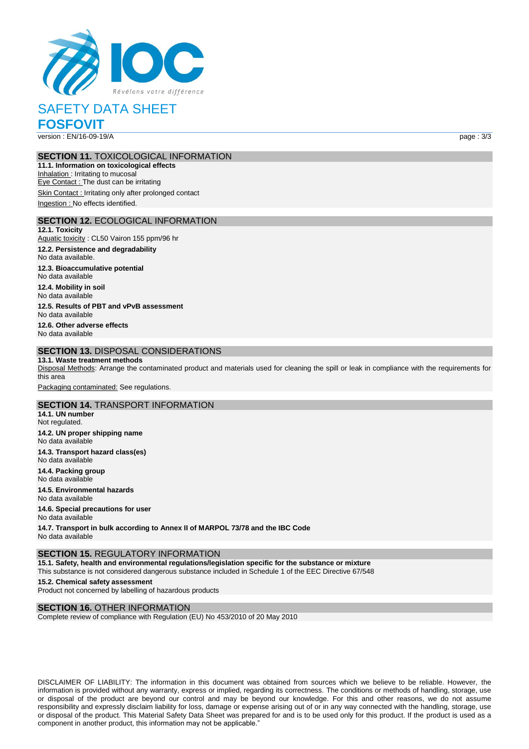# SAFETY DATA SHEET

## FOSFOVIT

version : EN/16-09-19/A

### SECTION 11. TOXICOLOGICAL INFORMATION

**11.1. Information on toxicological effects**

Inhalation : Irritating to mucosal

Eye Contact : The dust can be irritating

Skin Contact : Irritating only after prolonged contact

Ingestion : No effects identified.

### SECTION 12. ECOLOGICAL INFORMATION

**12.1. Toxicity**

Aquatic toxicity : CL50 Vairon 155 ppm/96 hr

**12.2. Persistence and degradability**

No data available.

**12.3. Bioaccumulative potential**

No data available

**12.4. Mobility in soil**

No data available

**12.5. Results of PBT and vPvB assessment**

No data available

**12.6. Other adverse effects**

No data available

### SECTION 13. DISPOSAL CONSIDERATIONS

**13.1. Waste treatment methods**

Disposal Methods: Arrange the contaminated product and materials used for cleaning the spill or leak in compliance with the requirements for this area

Packaging contaminated: See regulations.

### SECTION 14. TRANSPORT INFORMATION

**14.1. UN number**

Not regulated.

**14.2. UN proper shipping name**

No data available

**14.3. Transport hazard class(es)**

No data available

**14.4. Packing group**

No data available

**14.5. Environmental hazards**

No data available

**14.6. Special precautions for user**

No data available

**14.7. Transport in bulk according to Annex II of MARPOL 73/78 and the IBC Code**

No data available

### SECTION 15. REGULATORY INFORMATION

**15.1. Safety, health and environmental regulations/legislation specific for the substance or mixture**

This substance is not considered dangerous substance included in Schedule 1 of the EEC Directive 67/548

**15.2. Chemical safety assessment**

Product not concerned by labelling of hazardous products

### SECTION 16. OTHER INFORMATION

Complete review of compliance with Regulation (EU) No 453/2010 of 20 May 2010

DISCLAIMER OF LIABILITY: The information in this document was obtained from sources which we believe to be reliable. However, the information is provided without any warranty, express or implied, regarding its correctness. The conditions or methods of handling, storage, use or disposal of the product are beyond our control and may be beyond our knowledge. For this and other reasons, we do not assume responsibility and expressly disclaim liability for loss, damage or expense arising out of or in any way connected with the handling, storage, use or disposal of the product. This Material Safety Data Sheet was prepared for and is to be used only for this product. If the product is used as a component in another product, this information may not be applicable."